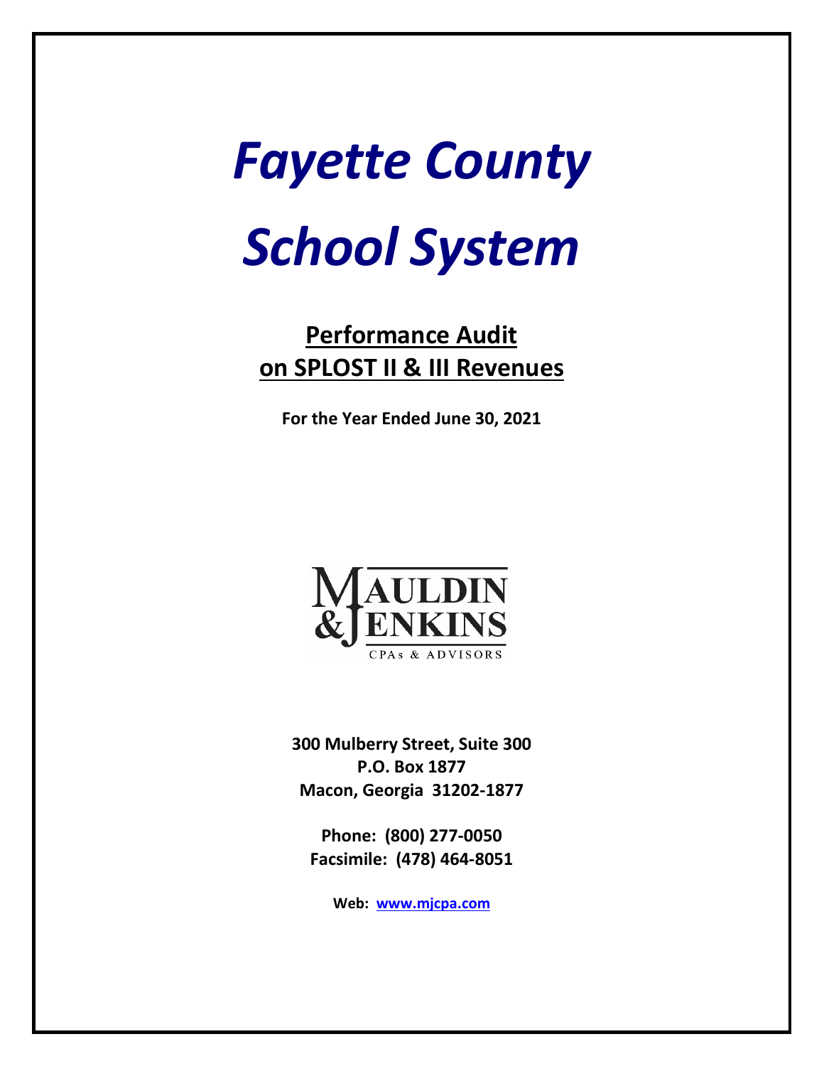# *Fayette County*

# *School System*

## Performance Audit on SPLOST II & III Revenues

**For the Year Ended June 30, 2021**

MAULDIN & JENKINS

CPAs & ADVISORS

**300 Mulberry Street, Suite 300**
**P.O. Box 1877**
**Macon, Georgia 31202-1877**

**Phone: (800) 277-0050**
**Facsimile: (478) 464-8051**

**Web: www.mjcpa.com**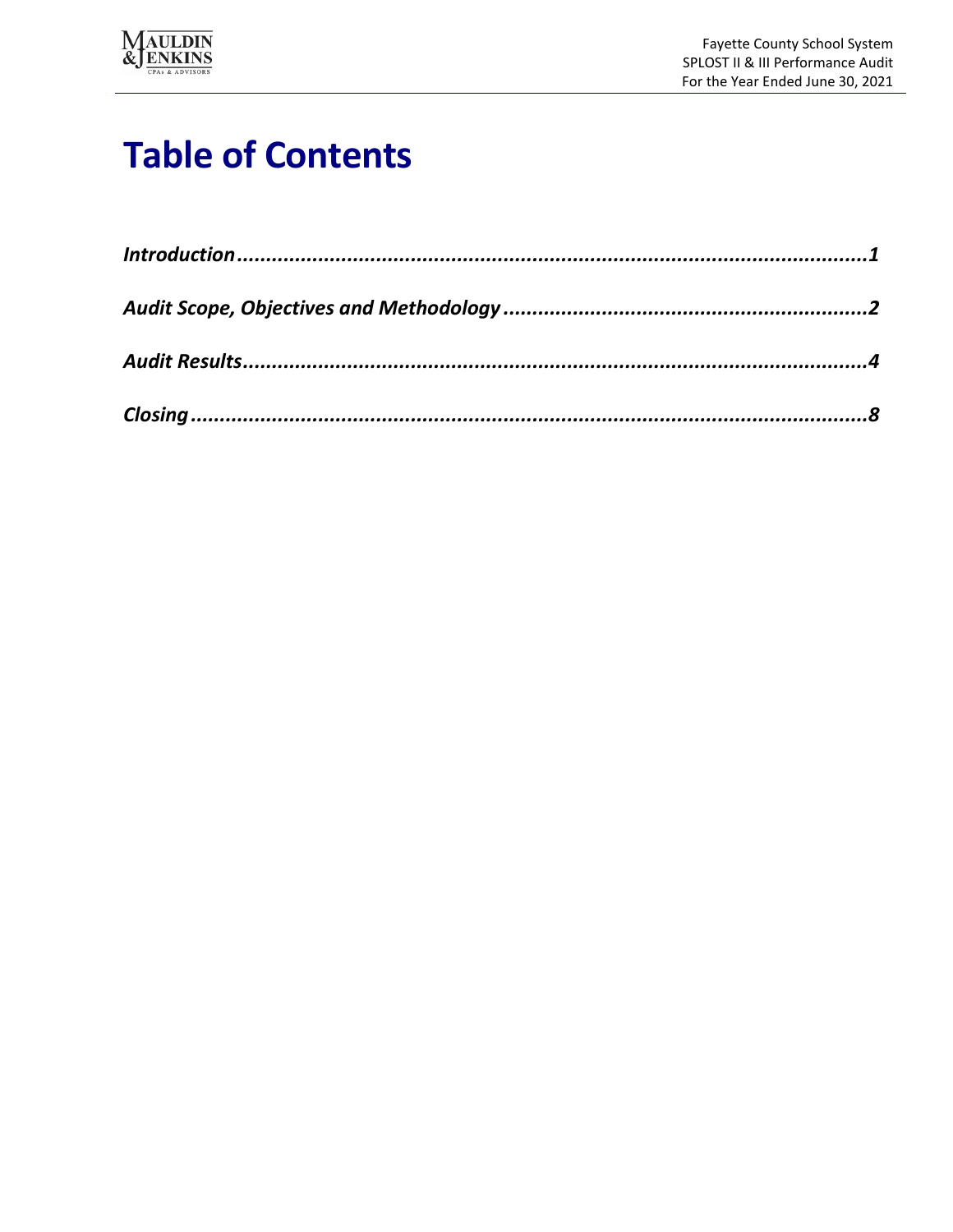# Table of Contents

| | |
|---|---|
| *Introduction* | *1* |
| *Audit Scope, Objectives and Methodology* | *2* |
| *Audit Results* | *4* |
| *Closing* | *8* |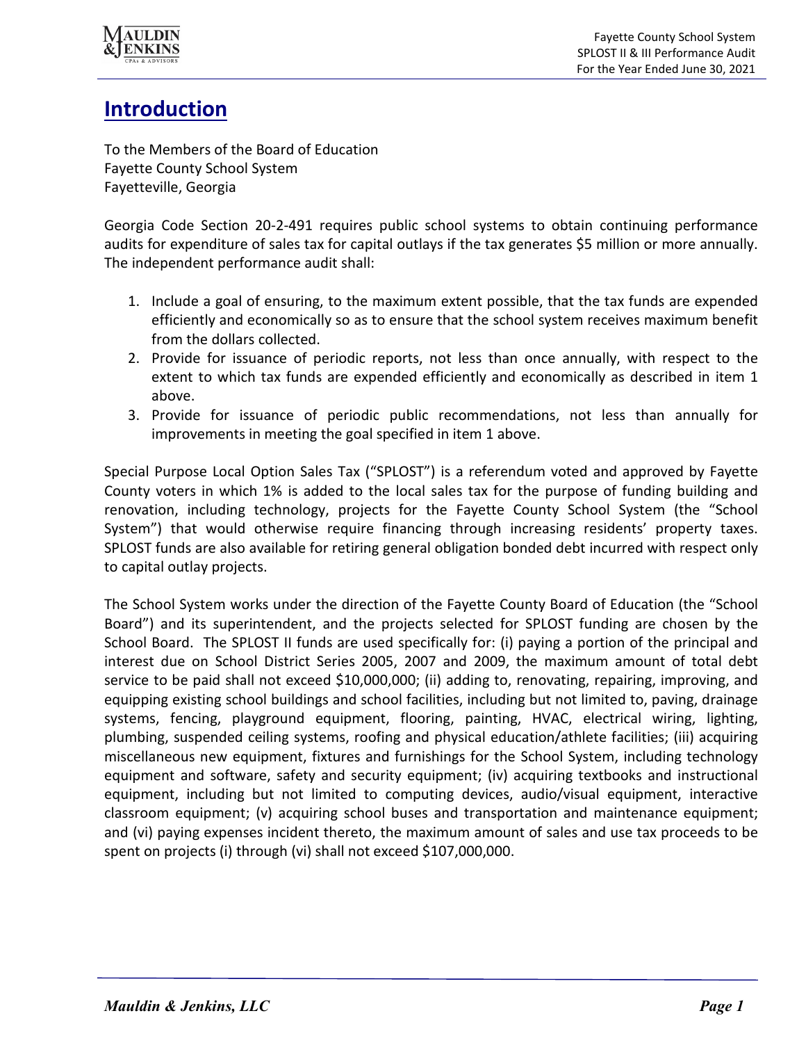# Introduction

To the Members of the Board of Education
Fayette County School System
Fayetteville, Georgia

Georgia Code Section 20-2-491 requires public school systems to obtain continuing performance audits for expenditure of sales tax for capital outlays if the tax generates $5 million or more annually. The independent performance audit shall:

1. Include a goal of ensuring, to the maximum extent possible, that the tax funds are expended efficiently and economically so as to ensure that the school system receives maximum benefit from the dollars collected.
2. Provide for issuance of periodic reports, not less than once annually, with respect to the extent to which tax funds are expended efficiently and economically as described in item 1 above.
3. Provide for issuance of periodic public recommendations, not less than annually for improvements in meeting the goal specified in item 1 above.

Special Purpose Local Option Sales Tax ("SPLOST") is a referendum voted and approved by Fayette County voters in which 1% is added to the local sales tax for the purpose of funding building and renovation, including technology, projects for the Fayette County School System (the "School System") that would otherwise require financing through increasing residents' property taxes. SPLOST funds are also available for retiring general obligation bonded debt incurred with respect only to capital outlay projects.

The School System works under the direction of the Fayette County Board of Education (the "School Board") and its superintendent, and the projects selected for SPLOST funding are chosen by the School Board. The SPLOST II funds are used specifically for: (i) paying a portion of the principal and interest due on School District Series 2005, 2007 and 2009, the maximum amount of total debt service to be paid shall not exceed $10,000,000; (ii) adding to, renovating, repairing, improving, and equipping existing school buildings and school facilities, including but not limited to, paving, drainage systems, fencing, playground equipment, flooring, painting, HVAC, electrical wiring, lighting, plumbing, suspended ceiling systems, roofing and physical education/athlete facilities; (iii) acquiring miscellaneous new equipment, fixtures and furnishings for the School System, including technology equipment and software, safety and security equipment; (iv) acquiring textbooks and instructional equipment, including but not limited to computing devices, audio/visual equipment, interactive classroom equipment; (v) acquiring school buses and transportation and maintenance equipment; and (vi) paying expenses incident thereto, the maximum amount of sales and use tax proceeds to be spent on projects (i) through (vi) shall not exceed $107,000,000.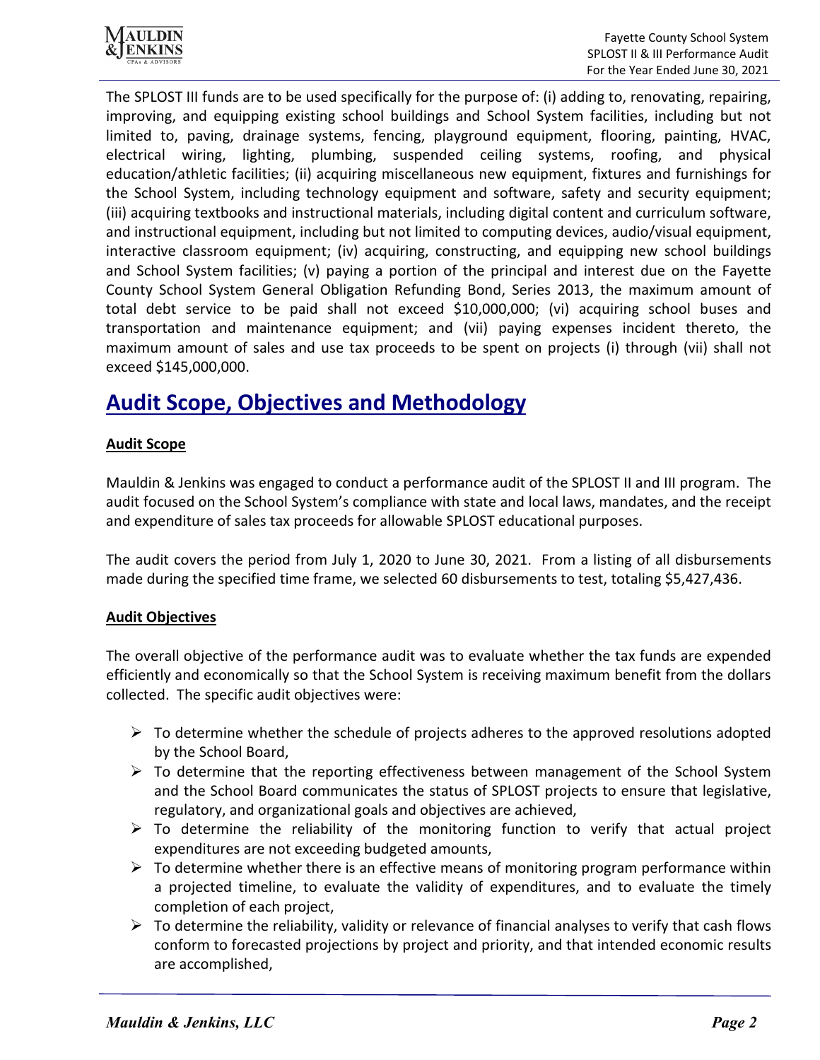The SPLOST III funds are to be used specifically for the purpose of: (i) adding to, renovating, repairing, improving, and equipping existing school buildings and School System facilities, including but not limited to, paving, drainage systems, fencing, playground equipment, flooring, painting, HVAC, electrical wiring, lighting, plumbing, suspended ceiling systems, roofing, and physical education/athletic facilities; (ii) acquiring miscellaneous new equipment, fixtures and furnishings for the School System, including technology equipment and software, safety and security equipment; (iii) acquiring textbooks and instructional materials, including digital content and curriculum software, and instructional equipment, including but not limited to computing devices, audio/visual equipment, interactive classroom equipment; (iv) acquiring, constructing, and equipping new school buildings and School System facilities; (v) paying a portion of the principal and interest due on the Fayette County School System General Obligation Refunding Bond, Series 2013, the maximum amount of total debt service to be paid shall not exceed $10,000,000; (vi) acquiring school buses and transportation and maintenance equipment; and (vii) paying expenses incident thereto, the maximum amount of sales and use tax proceeds to be spent on projects (i) through (vii) shall not exceed $145,000,000.

## Audit Scope, Objectives and Methodology

### Audit Scope

Mauldin & Jenkins was engaged to conduct a performance audit of the SPLOST II and III program. The audit focused on the School System's compliance with state and local laws, mandates, and the receipt and expenditure of sales tax proceeds for allowable SPLOST educational purposes.

The audit covers the period from July 1, 2020 to June 30, 2021. From a listing of all disbursements made during the specified time frame, we selected 60 disbursements to test, totaling $5,427,436.

### Audit Objectives

The overall objective of the performance audit was to evaluate whether the tax funds are expended efficiently and economically so that the School System is receiving maximum benefit from the dollars collected. The specific audit objectives were:

- To determine whether the schedule of projects adheres to the approved resolutions adopted by the School Board,
- To determine that the reporting effectiveness between management of the School System and the School Board communicates the status of SPLOST projects to ensure that legislative, regulatory, and organizational goals and objectives are achieved,
- To determine the reliability of the monitoring function to verify that actual project expenditures are not exceeding budgeted amounts,
- To determine whether there is an effective means of monitoring program performance within a projected timeline, to evaluate the validity of expenditures, and to evaluate the timely completion of each project,
- To determine the reliability, validity or relevance of financial analyses to verify that cash flows conform to forecasted projections by project and priority, and that intended economic results are accomplished,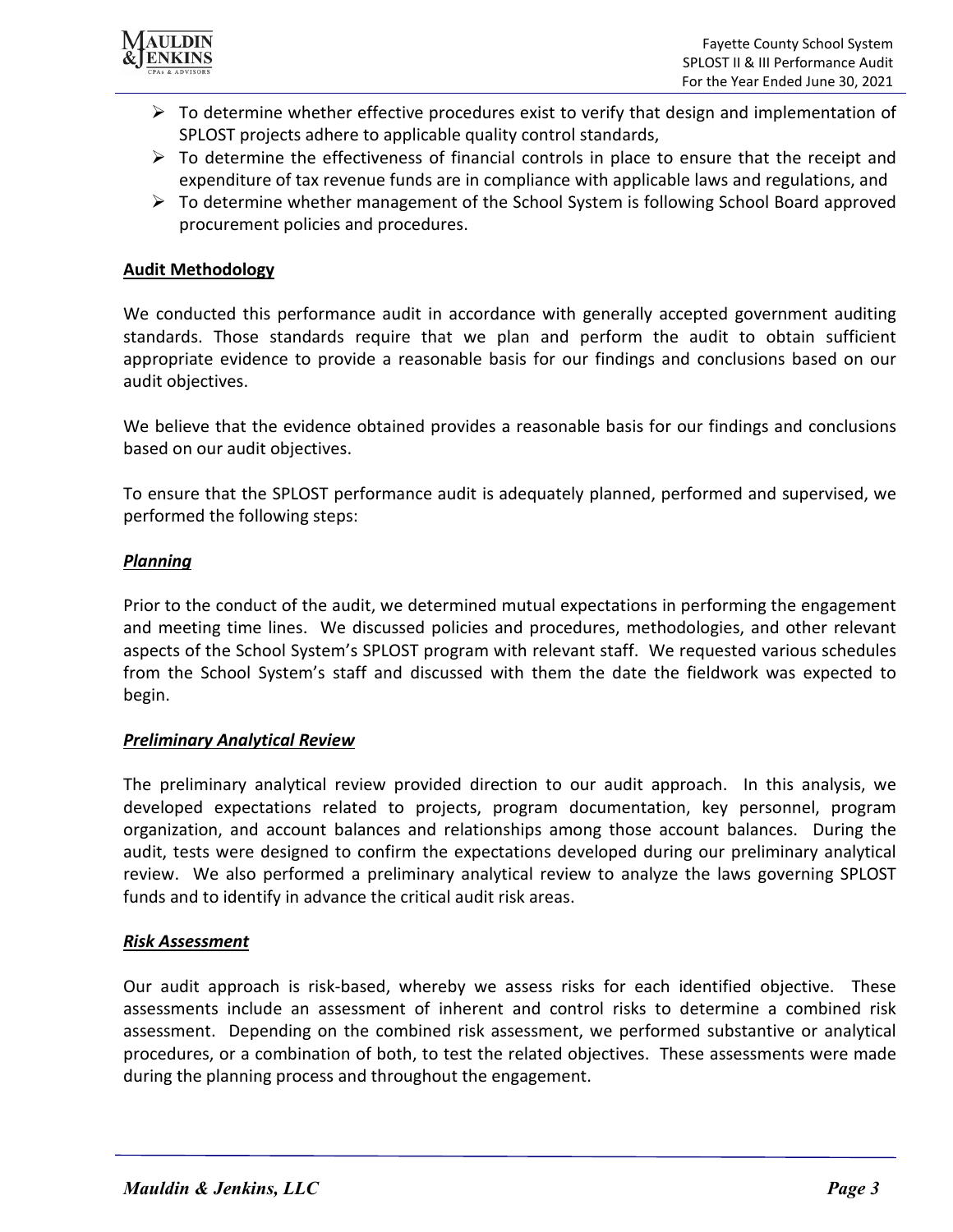- ➢ To determine whether effective procedures exist to verify that design and implementation of SPLOST projects adhere to applicable quality control standards,
- ➢ To determine the effectiveness of financial controls in place to ensure that the receipt and expenditure of tax revenue funds are in compliance with applicable laws and regulations, and
- ➢ To determine whether management of the School System is following School Board approved procurement policies and procedures.

## Audit Methodology

We conducted this performance audit in accordance with generally accepted government auditing standards. Those standards require that we plan and perform the audit to obtain sufficient appropriate evidence to provide a reasonable basis for our findings and conclusions based on our audit objectives.

We believe that the evidence obtained provides a reasonable basis for our findings and conclusions based on our audit objectives.

To ensure that the SPLOST performance audit is adequately planned, performed and supervised, we performed the following steps:

### *Planning*

Prior to the conduct of the audit, we determined mutual expectations in performing the engagement and meeting time lines. We discussed policies and procedures, methodologies, and other relevant aspects of the School System's SPLOST program with relevant staff. We requested various schedules from the School System's staff and discussed with them the date the fieldwork was expected to begin.

### *Preliminary Analytical Review*

The preliminary analytical review provided direction to our audit approach. In this analysis, we developed expectations related to projects, program documentation, key personnel, program organization, and account balances and relationships among those account balances. During the audit, tests were designed to confirm the expectations developed during our preliminary analytical review. We also performed a preliminary analytical review to analyze the laws governing SPLOST funds and to identify in advance the critical audit risk areas.

### *Risk Assessment*

Our audit approach is risk-based, whereby we assess risks for each identified objective. These assessments include an assessment of inherent and control risks to determine a combined risk assessment. Depending on the combined risk assessment, we performed substantive or analytical procedures, or a combination of both, to test the related objectives. These assessments were made during the planning process and throughout the engagement.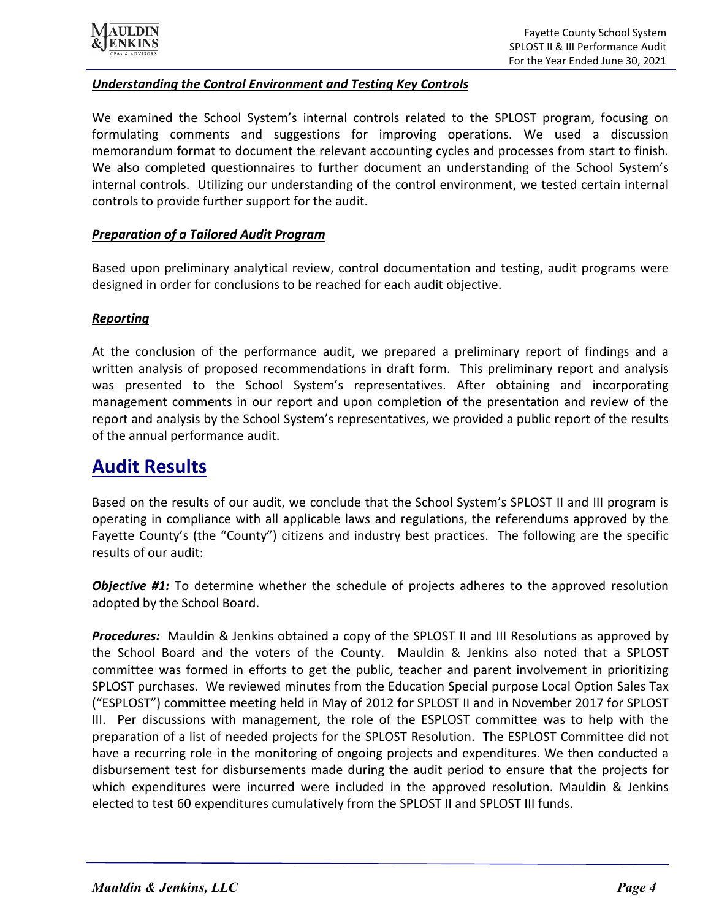***Understanding the Control Environment and Testing Key Controls***

We examined the School System's internal controls related to the SPLOST program, focusing on formulating comments and suggestions for improving operations. We used a discussion memorandum format to document the relevant accounting cycles and processes from start to finish. We also completed questionnaires to further document an understanding of the School System's internal controls. Utilizing our understanding of the control environment, we tested certain internal controls to provide further support for the audit.

***Preparation of a Tailored Audit Program***

Based upon preliminary analytical review, control documentation and testing, audit programs were designed in order for conclusions to be reached for each audit objective.

***Reporting***

At the conclusion of the performance audit, we prepared a preliminary report of findings and a written analysis of proposed recommendations in draft form. This preliminary report and analysis was presented to the School System's representatives. After obtaining and incorporating management comments in our report and upon completion of the presentation and review of the report and analysis by the School System's representatives, we provided a public report of the results of the annual performance audit.

# Audit Results

Based on the results of our audit, we conclude that the School System's SPLOST II and III program is operating in compliance with all applicable laws and regulations, the referendums approved by the Fayette County's (the "County") citizens and industry best practices. The following are the specific results of our audit:

***Objective #1:*** To determine whether the schedule of projects adheres to the approved resolution adopted by the School Board.

***Procedures:*** Mauldin & Jenkins obtained a copy of the SPLOST II and III Resolutions as approved by the School Board and the voters of the County. Mauldin & Jenkins also noted that a SPLOST committee was formed in efforts to get the public, teacher and parent involvement in prioritizing SPLOST purchases. We reviewed minutes from the Education Special purpose Local Option Sales Tax ("ESPLOST") committee meeting held in May of 2012 for SPLOST II and in November 2017 for SPLOST III. Per discussions with management, the role of the ESPLOST committee was to help with the preparation of a list of needed projects for the SPLOST Resolution. The ESPLOST Committee did not have a recurring role in the monitoring of ongoing projects and expenditures. We then conducted a disbursement test for disbursements made during the audit period to ensure that the projects for which expenditures were incurred were included in the approved resolution. Mauldin & Jenkins elected to test 60 expenditures cumulatively from the SPLOST II and SPLOST III funds.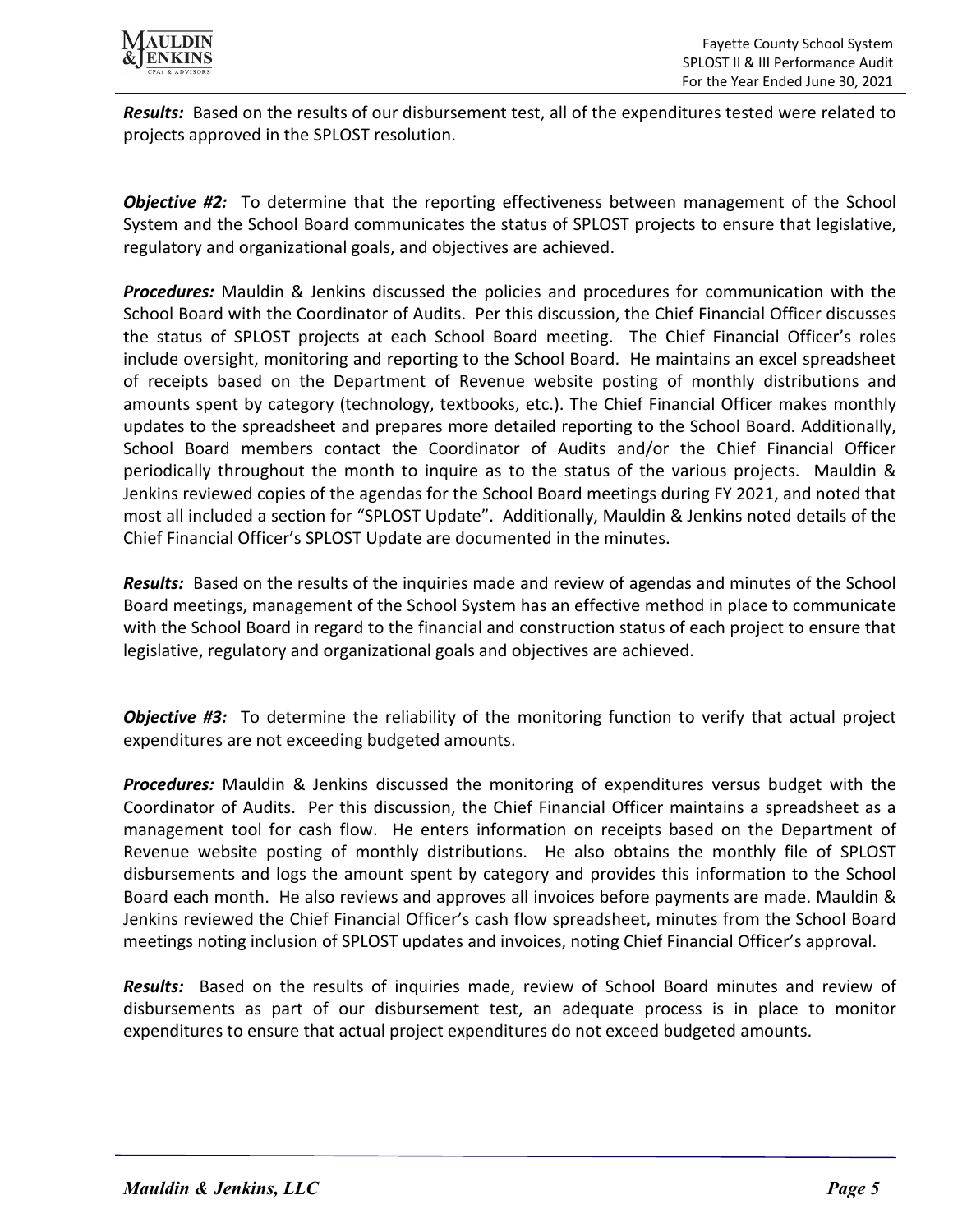***Results:*** Based on the results of our disbursement test, all of the expenditures tested were related to projects approved in the SPLOST resolution.

---

***Objective #2:*** To determine that the reporting effectiveness between management of the School System and the School Board communicates the status of SPLOST projects to ensure that legislative, regulatory and organizational goals, and objectives are achieved.

***Procedures:*** Mauldin & Jenkins discussed the policies and procedures for communication with the School Board with the Coordinator of Audits. Per this discussion, the Chief Financial Officer discusses the status of SPLOST projects at each School Board meeting. The Chief Financial Officer's roles include oversight, monitoring and reporting to the School Board. He maintains an excel spreadsheet of receipts based on the Department of Revenue website posting of monthly distributions and amounts spent by category (technology, textbooks, etc.). The Chief Financial Officer makes monthly updates to the spreadsheet and prepares more detailed reporting to the School Board. Additionally, School Board members contact the Coordinator of Audits and/or the Chief Financial Officer periodically throughout the month to inquire as to the status of the various projects. Mauldin & Jenkins reviewed copies of the agendas for the School Board meetings during FY 2021, and noted that most all included a section for "SPLOST Update". Additionally, Mauldin & Jenkins noted details of the Chief Financial Officer's SPLOST Update are documented in the minutes.

***Results:*** Based on the results of the inquiries made and review of agendas and minutes of the School Board meetings, management of the School System has an effective method in place to communicate with the School Board in regard to the financial and construction status of each project to ensure that legislative, regulatory and organizational goals and objectives are achieved.

---

***Objective #3:*** To determine the reliability of the monitoring function to verify that actual project expenditures are not exceeding budgeted amounts.

***Procedures:*** Mauldin & Jenkins discussed the monitoring of expenditures versus budget with the Coordinator of Audits. Per this discussion, the Chief Financial Officer maintains a spreadsheet as a management tool for cash flow. He enters information on receipts based on the Department of Revenue website posting of monthly distributions. He also obtains the monthly file of SPLOST disbursements and logs the amount spent by category and provides this information to the School Board each month. He also reviews and approves all invoices before payments are made. Mauldin & Jenkins reviewed the Chief Financial Officer's cash flow spreadsheet, minutes from the School Board meetings noting inclusion of SPLOST updates and invoices, noting Chief Financial Officer's approval.

***Results:*** Based on the results of inquiries made, review of School Board minutes and review of disbursements as part of our disbursement test, an adequate process is in place to monitor expenditures to ensure that actual project expenditures do not exceed budgeted amounts.

---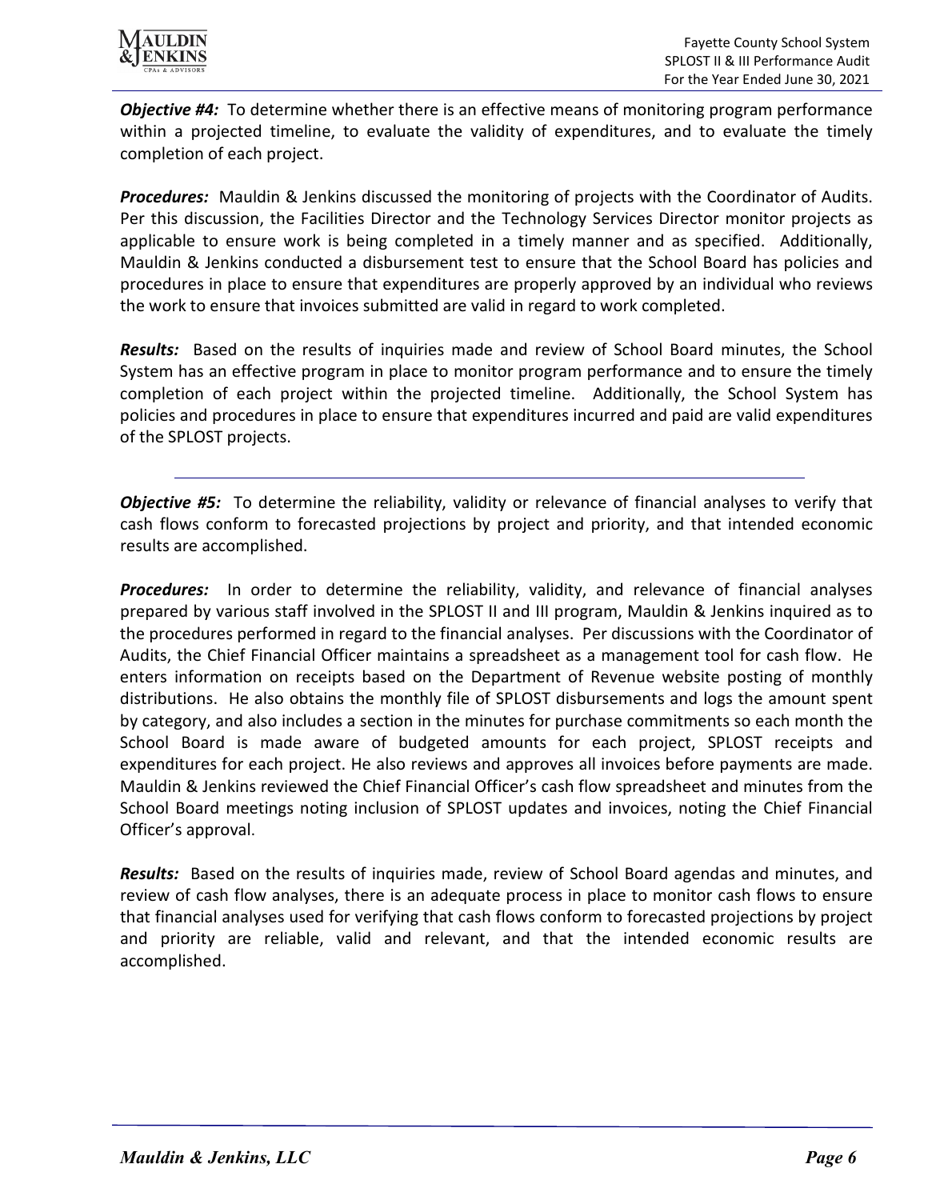***Objective #4:*** To determine whether there is an effective means of monitoring program performance within a projected timeline, to evaluate the validity of expenditures, and to evaluate the timely completion of each project.

***Procedures:*** Mauldin & Jenkins discussed the monitoring of projects with the Coordinator of Audits. Per this discussion, the Facilities Director and the Technology Services Director monitor projects as applicable to ensure work is being completed in a timely manner and as specified. Additionally, Mauldin & Jenkins conducted a disbursement test to ensure that the School Board has policies and procedures in place to ensure that expenditures are properly approved by an individual who reviews the work to ensure that invoices submitted are valid in regard to work completed.

***Results:*** Based on the results of inquiries made and review of School Board minutes, the School System has an effective program in place to monitor program performance and to ensure the timely completion of each project within the projected timeline. Additionally, the School System has policies and procedures in place to ensure that expenditures incurred and paid are valid expenditures of the SPLOST projects.

---

***Objective #5:*** To determine the reliability, validity or relevance of financial analyses to verify that cash flows conform to forecasted projections by project and priority, and that intended economic results are accomplished.

***Procedures:*** In order to determine the reliability, validity, and relevance of financial analyses prepared by various staff involved in the SPLOST II and III program, Mauldin & Jenkins inquired as to the procedures performed in regard to the financial analyses. Per discussions with the Coordinator of Audits, the Chief Financial Officer maintains a spreadsheet as a management tool for cash flow. He enters information on receipts based on the Department of Revenue website posting of monthly distributions. He also obtains the monthly file of SPLOST disbursements and logs the amount spent by category, and also includes a section in the minutes for purchase commitments so each month the School Board is made aware of budgeted amounts for each project, SPLOST receipts and expenditures for each project. He also reviews and approves all invoices before payments are made. Mauldin & Jenkins reviewed the Chief Financial Officer's cash flow spreadsheet and minutes from the School Board meetings noting inclusion of SPLOST updates and invoices, noting the Chief Financial Officer's approval.

***Results:*** Based on the results of inquiries made, review of School Board agendas and minutes, and review of cash flow analyses, there is an adequate process in place to monitor cash flows to ensure that financial analyses used for verifying that cash flows conform to forecasted projections by project and priority are reliable, valid and relevant, and that the intended economic results are accomplished.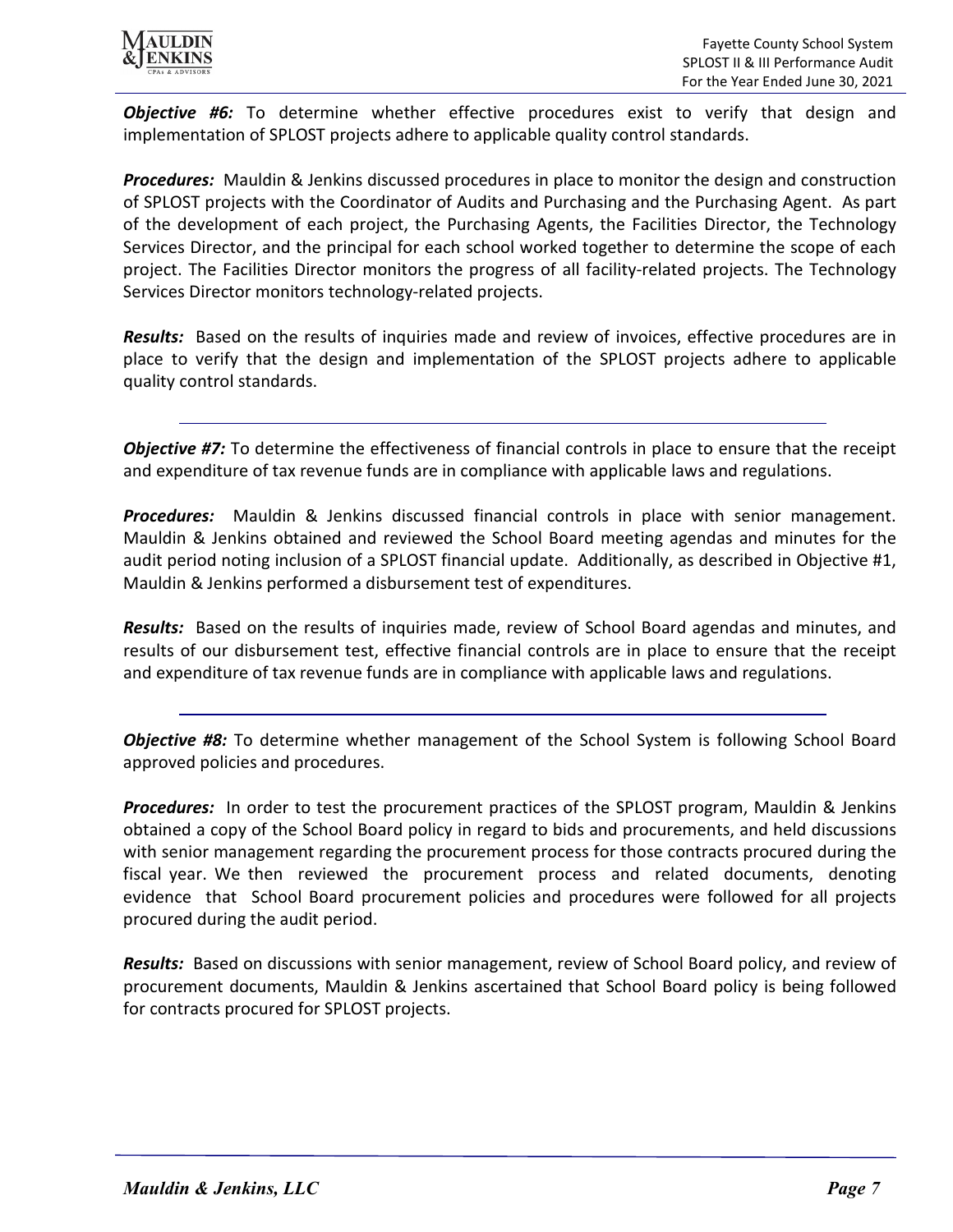***Objective #6:*** To determine whether effective procedures exist to verify that design and implementation of SPLOST projects adhere to applicable quality control standards.

***Procedures:*** Mauldin & Jenkins discussed procedures in place to monitor the design and construction of SPLOST projects with the Coordinator of Audits and Purchasing and the Purchasing Agent. As part of the development of each project, the Purchasing Agents, the Facilities Director, the Technology Services Director, and the principal for each school worked together to determine the scope of each project. The Facilities Director monitors the progress of all facility-related projects. The Technology Services Director monitors technology-related projects.

***Results:*** Based on the results of inquiries made and review of invoices, effective procedures are in place to verify that the design and implementation of the SPLOST projects adhere to applicable quality control standards.

---

***Objective #7:*** To determine the effectiveness of financial controls in place to ensure that the receipt and expenditure of tax revenue funds are in compliance with applicable laws and regulations.

***Procedures:*** Mauldin & Jenkins discussed financial controls in place with senior management. Mauldin & Jenkins obtained and reviewed the School Board meeting agendas and minutes for the audit period noting inclusion of a SPLOST financial update. Additionally, as described in Objective #1, Mauldin & Jenkins performed a disbursement test of expenditures.

***Results:*** Based on the results of inquiries made, review of School Board agendas and minutes, and results of our disbursement test, effective financial controls are in place to ensure that the receipt and expenditure of tax revenue funds are in compliance with applicable laws and regulations.

---

***Objective #8:*** To determine whether management of the School System is following School Board approved policies and procedures.

***Procedures:*** In order to test the procurement practices of the SPLOST program, Mauldin & Jenkins obtained a copy of the School Board policy in regard to bids and procurements, and held discussions with senior management regarding the procurement process for those contracts procured during the fiscal year. We then reviewed the procurement process and related documents, denoting evidence that School Board procurement policies and procedures were followed for all projects procured during the audit period.

***Results:*** Based on discussions with senior management, review of School Board policy, and review of procurement documents, Mauldin & Jenkins ascertained that School Board policy is being followed for contracts procured for SPLOST projects.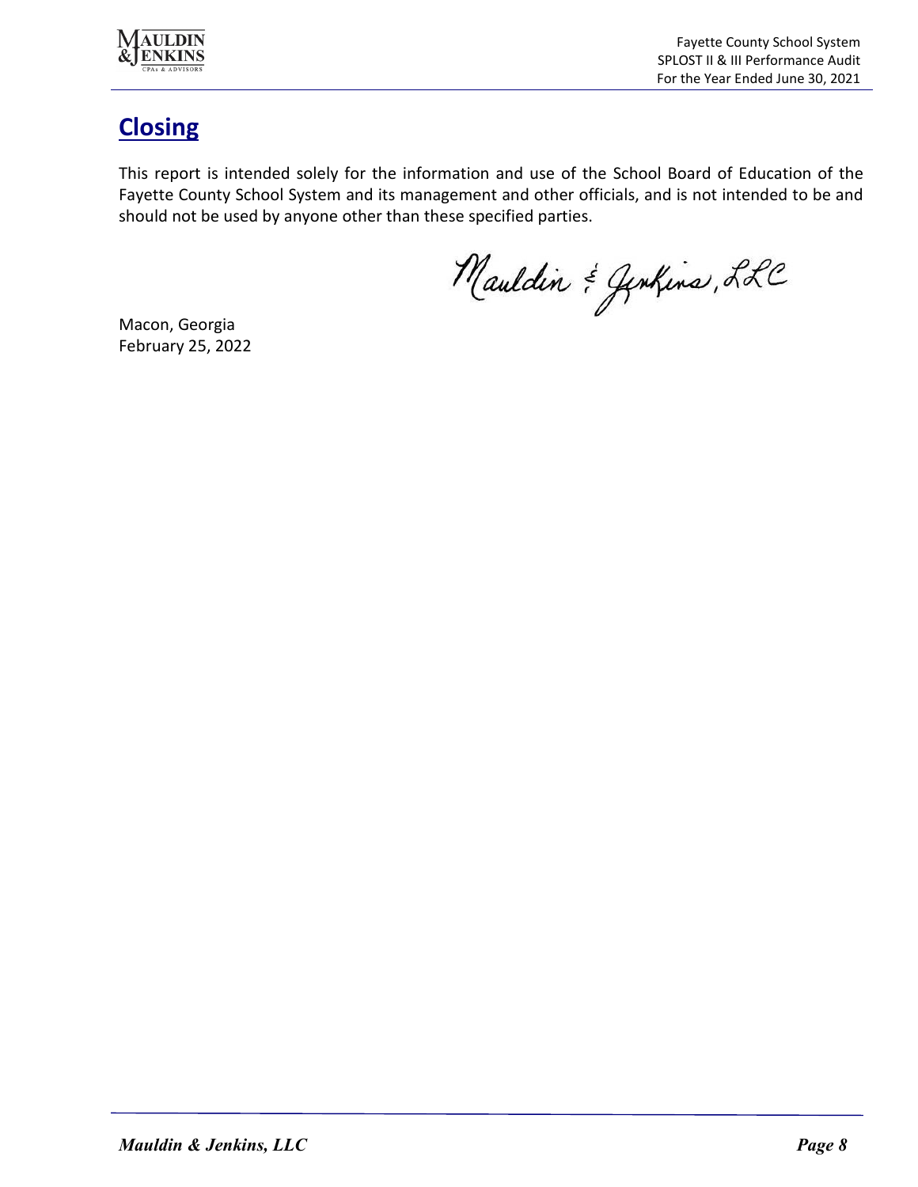## Closing

This report is intended solely for the information and use of the School Board of Education of the Fayette County School System and its management and other officials, and is not intended to be and should not be used by anyone other than these specified parties.

Mauldin & Jenkins, LLC

Macon, Georgia
February 25, 2022